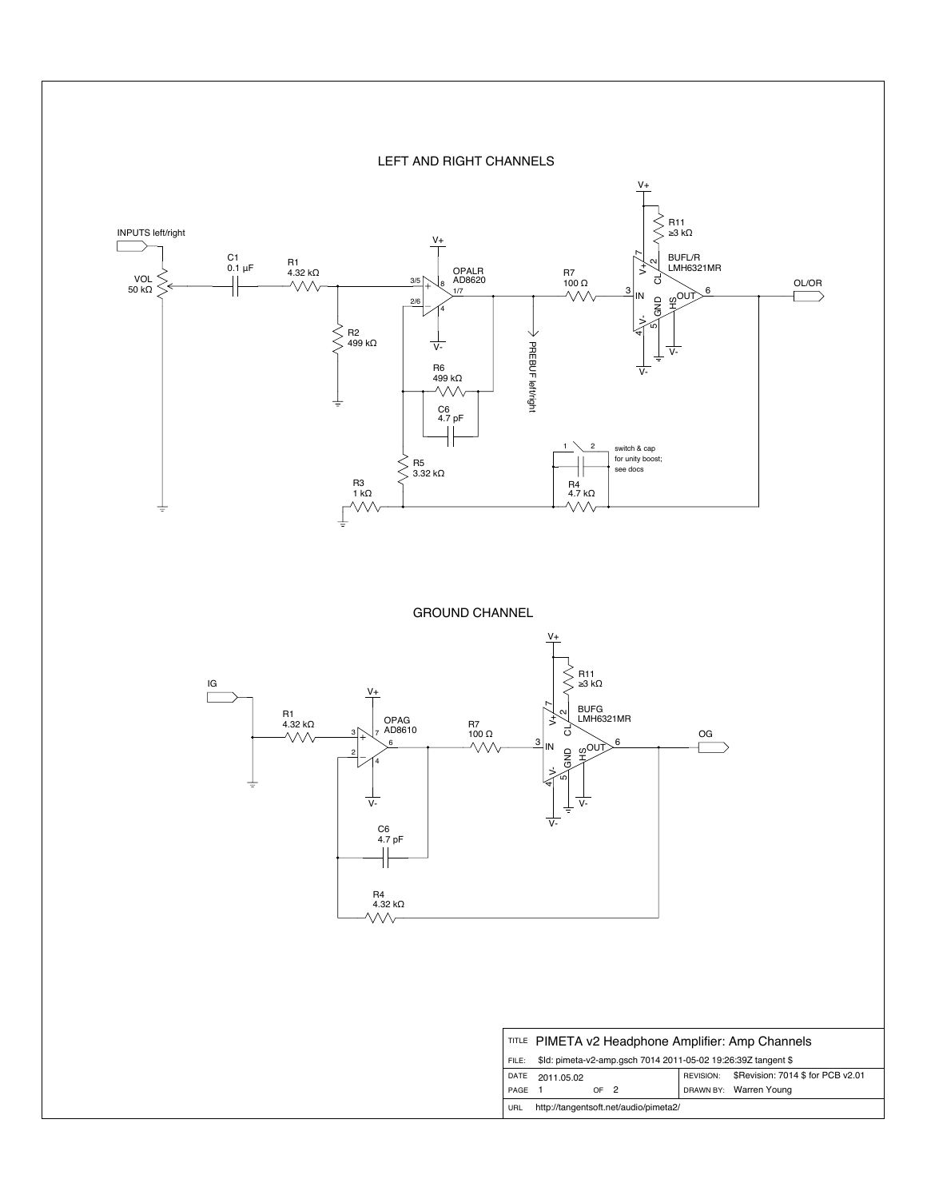## LEFT AND RIGHT CHANNELS

INPUTS left/right

VOL 50 kΩ

C1 0.1 µF

R1 4.32 kΩ

R2 499 kΩ

OPALR AD8620

V+

V-

3/5 + 

2/6 −

8

4

1/7

R6 499 kΩ

C6 4.7 pF

R5 3.32 kΩ

R3 1 kΩ

PREBUF left/right

R7 100 Ω

BUFL/R LMH6321MR

R11 ≥3 kΩ

V+

V-

IN 3

V+ 7

CL 2

GND 5

HS

V- 4

OUT 6

OL/OR

switch & cap for unity boost; see docs

1 2

R4 4.7 kΩ

## GROUND CHANNEL

IG

R1 4.32 kΩ

OPAG AD8610

V+

V-

3 +

2 −

7

4

6

R7 100 Ω

BUFG LMH6321MR

R11 ≥3 kΩ

V+

V-

IN 3

V+ 7

CL 2

GND 5

HS

V- 4

OUT 6

OG

C6 4.7 pF

R4 4.32 kΩ

| | | | |
|---|---|---|---|
| TITLE | PIMETA v2 Headphone Amplifier: Amp Channels | | |
| FILE: | $Id: pimeta-v2-amp.gsch 7014 2011-05-02 19:26:39Z tangent $ | | |
| DATE | 2011.05.02 | REVISION: | $Revision: 7014 $ for PCB v2.01 |
| PAGE | 1 OF 2 | DRAWN BY: | Warren Young |
| URL | http://tangentsoft.net/audio/pimeta2/ | | |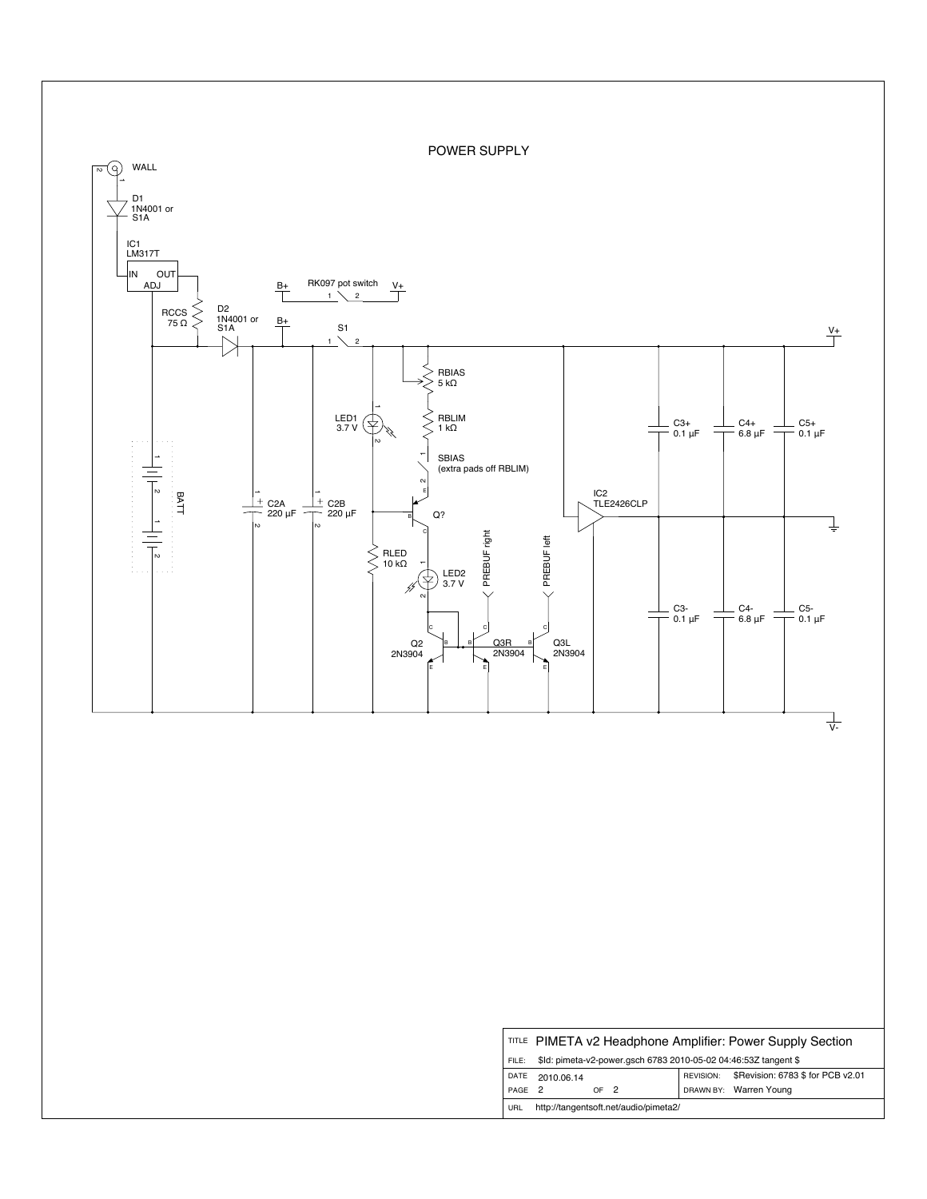# POWER SUPPLY

WALL

D1
1N4001 or
S1A

IC1
LM317T

IN OUT
ADJ

RCCS
75 Ω

D2
1N4001 or
S1A

B+

RK097 pot switch

V+

B+

S1

V+

RBIAS
5 kΩ

RBLIM
1 kΩ

LED1
3.7 V

SBIAS
(extra pads off RBLIM)

BATT

C2A
220 µF

C2B
220 µF

Q?

RLED
10 kΩ

LED2
3.7 V

PREBUF right

PREBUF left

Q2
2N3904

Q3R
2N3904

Q3L
2N3904

IC2
TLE2426CLP

C3+
0.1 µF

C4+
6.8 µF

C5+
0.1 µF

C3-
0.1 µF

C4-
6.8 µF

C5-
0.1 µF

V-

| | | | |
|---|---|---|---|
| TITLE | PIMETA v2 Headphone Amplifier: Power Supply Section | | |
| FILE: | $Id: pimeta-v2-power.gsch 6783 2010-05-02 04:46:53Z tangent $ | | |
| DATE | 2010.06.14 | REVISION: | $Revision: 6783 $ for PCB v2.01 |
| PAGE | 2 OF 2 | DRAWN BY: | Warren Young |
| URL | http://tangentsoft.net/audio/pimeta2/ | | |